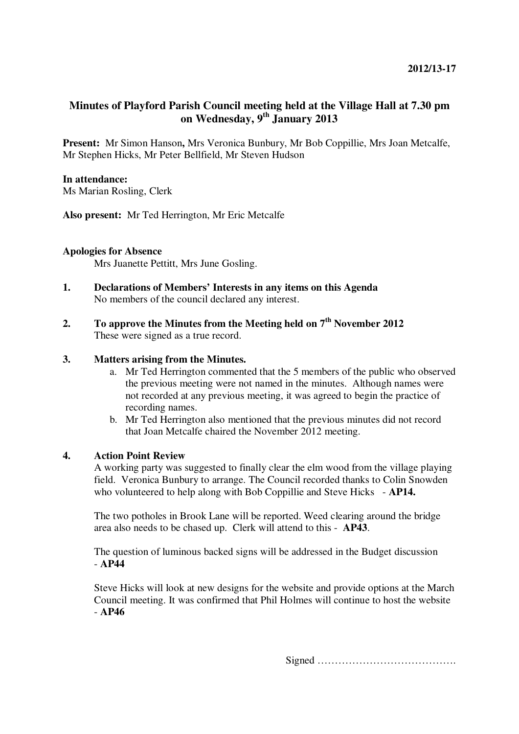**2012/13-17**

# Minutes of Playford Parish Council meeting held at the Village Hall at 7.30 pm on Wednesday, 9th January 2013

**Present:** Mr Simon Hanson**,** Mrs Veronica Bunbury, Mr Bob Coppillie, Mrs Joan Metcalfe, Mr Stephen Hicks, Mr Peter Bellfield, Mr Steven Hudson

**In attendance:**
Ms Marian Rosling, Clerk

**Also present:** Mr Ted Herrington, Mr Eric Metcalfe

**Apologies for Absence**

Mrs Juanette Pettitt, Mrs June Gosling.

**1. Declarations of Members' Interests in any items on this Agenda**

No members of the council declared any interest.

**2. To approve the Minutes from the Meeting held on 7th November 2012**

These were signed as a true record.

**3. Matters arising from the Minutes.**

a. Mr Ted Herrington commented that the 5 members of the public who observed the previous meeting were not named in the minutes. Although names were not recorded at any previous meeting, it was agreed to begin the practice of recording names.
b. Mr Ted Herrington also mentioned that the previous minutes did not record that Joan Metcalfe chaired the November 2012 meeting.

**4. Action Point Review**

A working party was suggested to finally clear the elm wood from the village playing field. Veronica Bunbury to arrange. The Council recorded thanks to Colin Snowden who volunteered to help along with Bob Coppillie and Steve Hicks - **AP14.**

The two potholes in Brook Lane will be reported. Weed clearing around the bridge area also needs to be chased up. Clerk will attend to this - **AP43**.

The question of luminous backed signs will be addressed in the Budget discussion - **AP44**

Steve Hicks will look at new designs for the website and provide options at the March Council meeting. It was confirmed that Phil Holmes will continue to host the website - **AP46**

Signed ………………………………….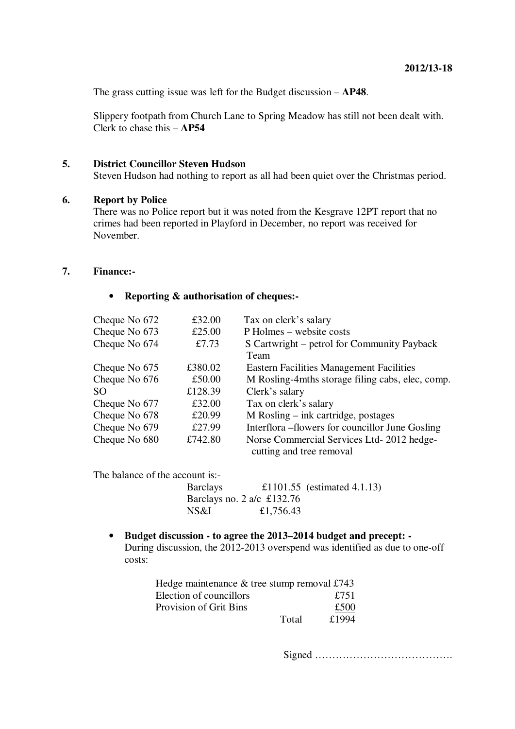2012/13-18

The grass cutting issue was left for the Budget discussion – **AP48**.

Slippery footpath from Church Lane to Spring Meadow has still not been dealt with. Clerk to chase this – **AP54**

## 5. District Councillor Steven Hudson

Steven Hudson had nothing to report as all had been quiet over the Christmas period.

## 6. Report by Police

There was no Police report but it was noted from the Kesgrave 12PT report that no crimes had been reported in Playford in December, no report was received for November.

## 7. Finance:-

- **Reporting & authorisation of cheques:-**

| | | |
|---|---|---|
| Cheque No 672 | £32.00 | Tax on clerk's salary |
| Cheque No 673 | £25.00 | P Holmes – website costs |
| Cheque No 674 | £7.73 | S Cartwright – petrol for Community Payback Team |
| Cheque No 675 | £380.02 | Eastern Facilities Management Facilities |
| Cheque No 676 | £50.00 | M Rosling-4mths storage filing cabs, elec, comp. |
| SO | £128.39 | Clerk's salary |
| Cheque No 677 | £32.00 | Tax on clerk's salary |
| Cheque No 678 | £20.99 | M Rosling – ink cartridge, postages |
| Cheque No 679 | £27.99 | Interflora –flowers for councillor June Gosling |
| Cheque No 680 | £742.80 | Norse Commercial Services Ltd- 2012 hedge-cutting and tree removal |

The balance of the account is:-

| | |
|---|---|
| Barclays | £1101.55 (estimated 4.1.13) |
| Barclays no. 2 a/c | £132.76 |
| NS&I | £1,756.43 |

- **Budget discussion - to agree the 2013–2014 budget and precept: -**
  During discussion, the 2012-2013 overspend was identified as due to one-off costs:

| | |
|---|---|
| Hedge maintenance & tree stump removal | £743 |
| Election of councillors | £751 |
| Provision of Grit Bins | £500 |
| Total | £1994 |

Signed ………………………………….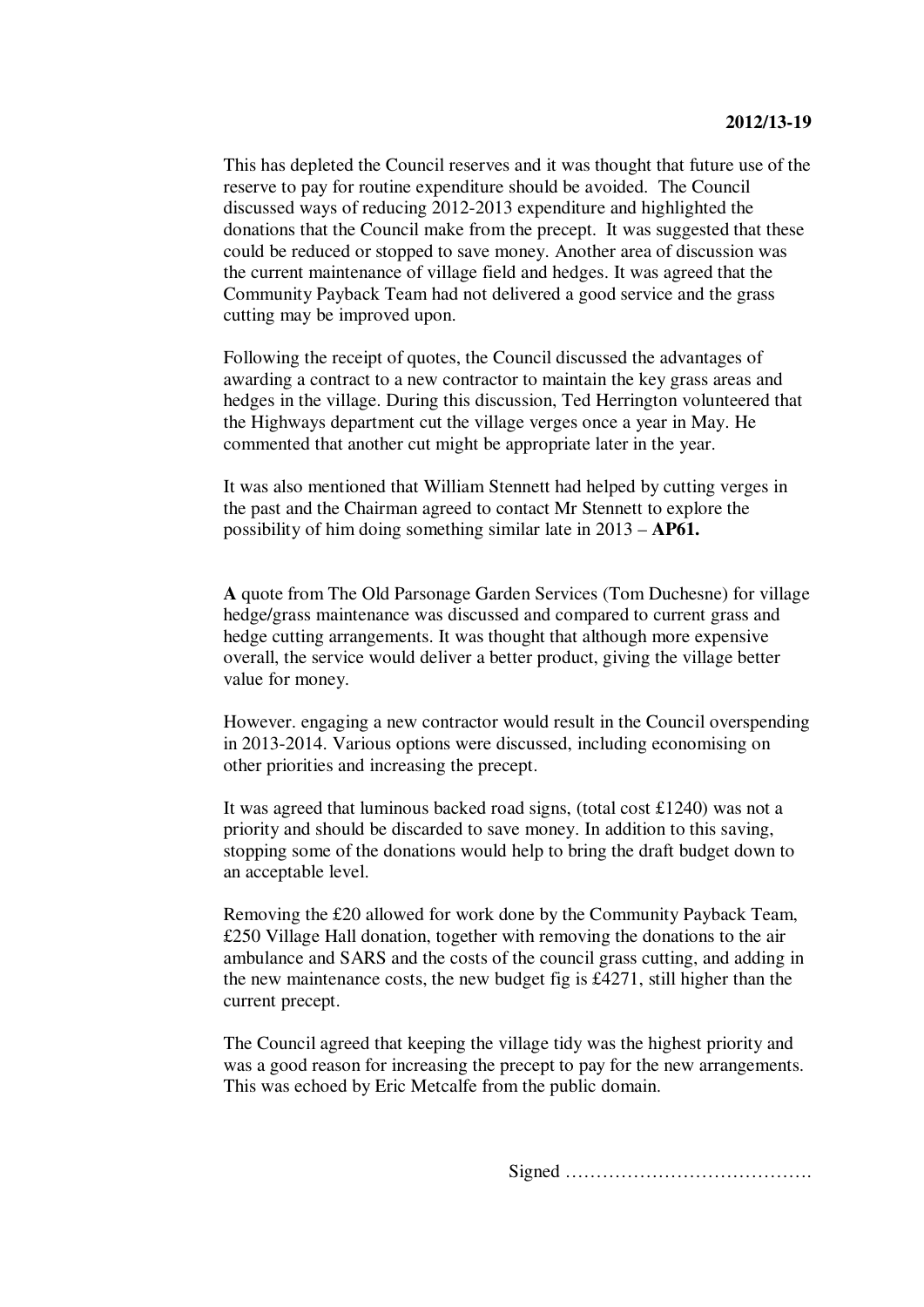**2012/13-19**

This has depleted the Council reserves and it was thought that future use of the reserve to pay for routine expenditure should be avoided. The Council discussed ways of reducing 2012-2013 expenditure and highlighted the donations that the Council make from the precept. It was suggested that these could be reduced or stopped to save money. Another area of discussion was the current maintenance of village field and hedges. It was agreed that the Community Payback Team had not delivered a good service and the grass cutting may be improved upon.

Following the receipt of quotes, the Council discussed the advantages of awarding a contract to a new contractor to maintain the key grass areas and hedges in the village. During this discussion, Ted Herrington volunteered that the Highways department cut the village verges once a year in May. He commented that another cut might be appropriate later in the year.

It was also mentioned that William Stennett had helped by cutting verges in the past and the Chairman agreed to contact Mr Stennett to explore the possibility of him doing something similar late in 2013 – **AP61.**

**A** quote from The Old Parsonage Garden Services (Tom Duchesne) for village hedge/grass maintenance was discussed and compared to current grass and hedge cutting arrangements. It was thought that although more expensive overall, the service would deliver a better product, giving the village better value for money.

However. engaging a new contractor would result in the Council overspending in 2013-2014. Various options were discussed, including economising on other priorities and increasing the precept.

It was agreed that luminous backed road signs, (total cost £1240) was not a priority and should be discarded to save money. In addition to this saving, stopping some of the donations would help to bring the draft budget down to an acceptable level.

Removing the £20 allowed for work done by the Community Payback Team, £250 Village Hall donation, together with removing the donations to the air ambulance and SARS and the costs of the council grass cutting, and adding in the new maintenance costs, the new budget fig is £4271, still higher than the current precept.

The Council agreed that keeping the village tidy was the highest priority and was a good reason for increasing the precept to pay for the new arrangements. This was echoed by Eric Metcalfe from the public domain.

Signed ………………………………….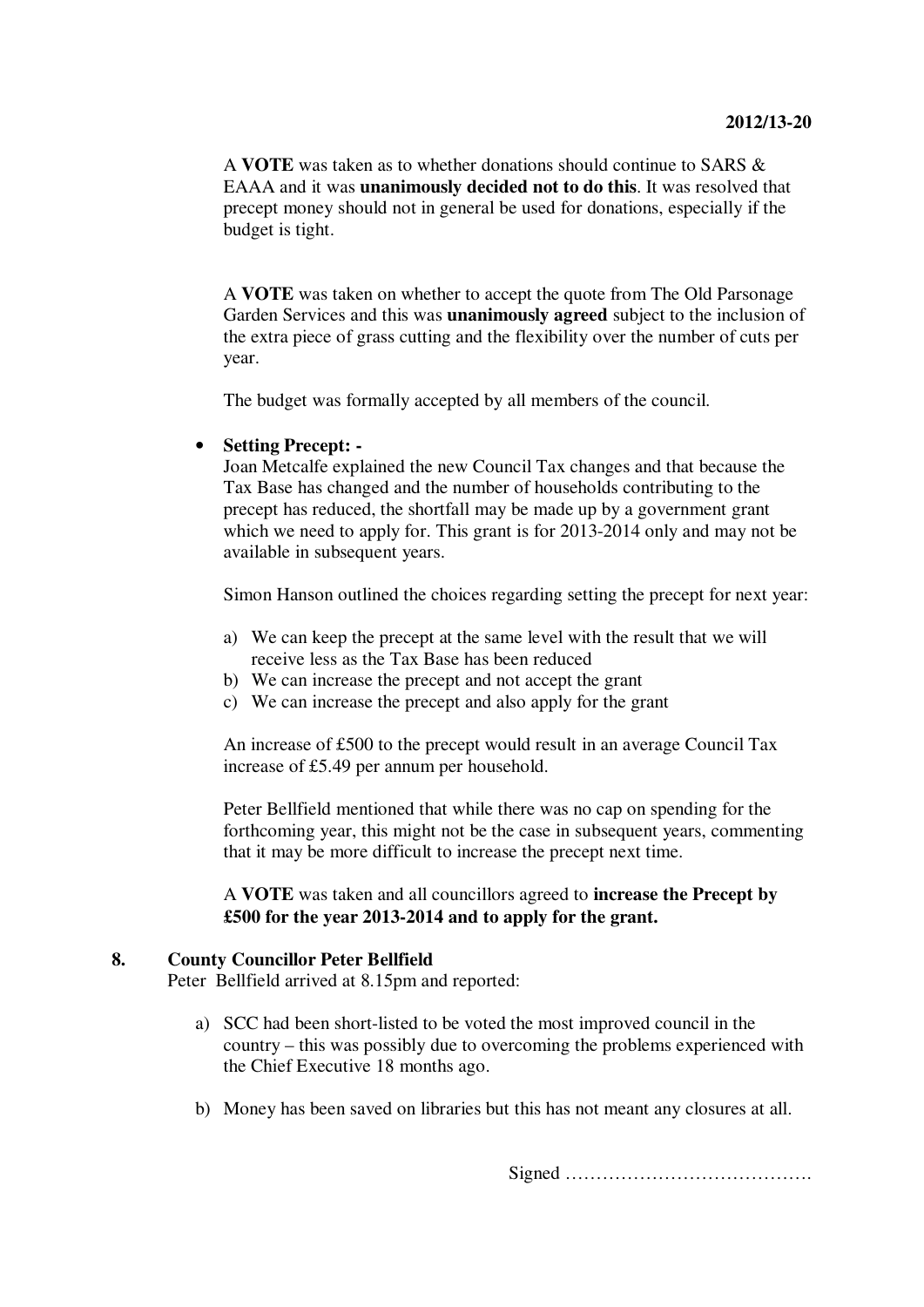A **VOTE** was taken as to whether donations should continue to SARS & EAAA and it was **unanimously decided not to do this**. It was resolved that precept money should not in general be used for donations, especially if the budget is tight.

A **VOTE** was taken on whether to accept the quote from The Old Parsonage Garden Services and this was **unanimously agreed** subject to the inclusion of the extra piece of grass cutting and the flexibility over the number of cuts per year.

The budget was formally accepted by all members of the council.

- **Setting Precept: -**
  Joan Metcalfe explained the new Council Tax changes and that because the Tax Base has changed and the number of households contributing to the precept has reduced, the shortfall may be made up by a government grant which we need to apply for. This grant is for 2013-2014 only and may not be available in subsequent years.

  Simon Hanson outlined the choices regarding setting the precept for next year:

  a) We can keep the precept at the same level with the result that we will receive less as the Tax Base has been reduced
  b) We can increase the precept and not accept the grant
  c) We can increase the precept and also apply for the grant

  An increase of £500 to the precept would result in an average Council Tax increase of £5.49 per annum per household.

  Peter Bellfield mentioned that while there was no cap on spending for the forthcoming year, this might not be the case in subsequent years, commenting that it may be more difficult to increase the precept next time.

  A **VOTE** was taken and all councillors agreed to **increase the Precept by £500 for the year 2013-2014 and to apply for the grant.**

## 8. County Councillor Peter Bellfield

Peter Bellfield arrived at 8.15pm and reported:

a) SCC had been short-listed to be voted the most improved council in the country – this was possibly due to overcoming the problems experienced with the Chief Executive 18 months ago.

b) Money has been saved on libraries but this has not meant any closures at all.

Signed ………………………………….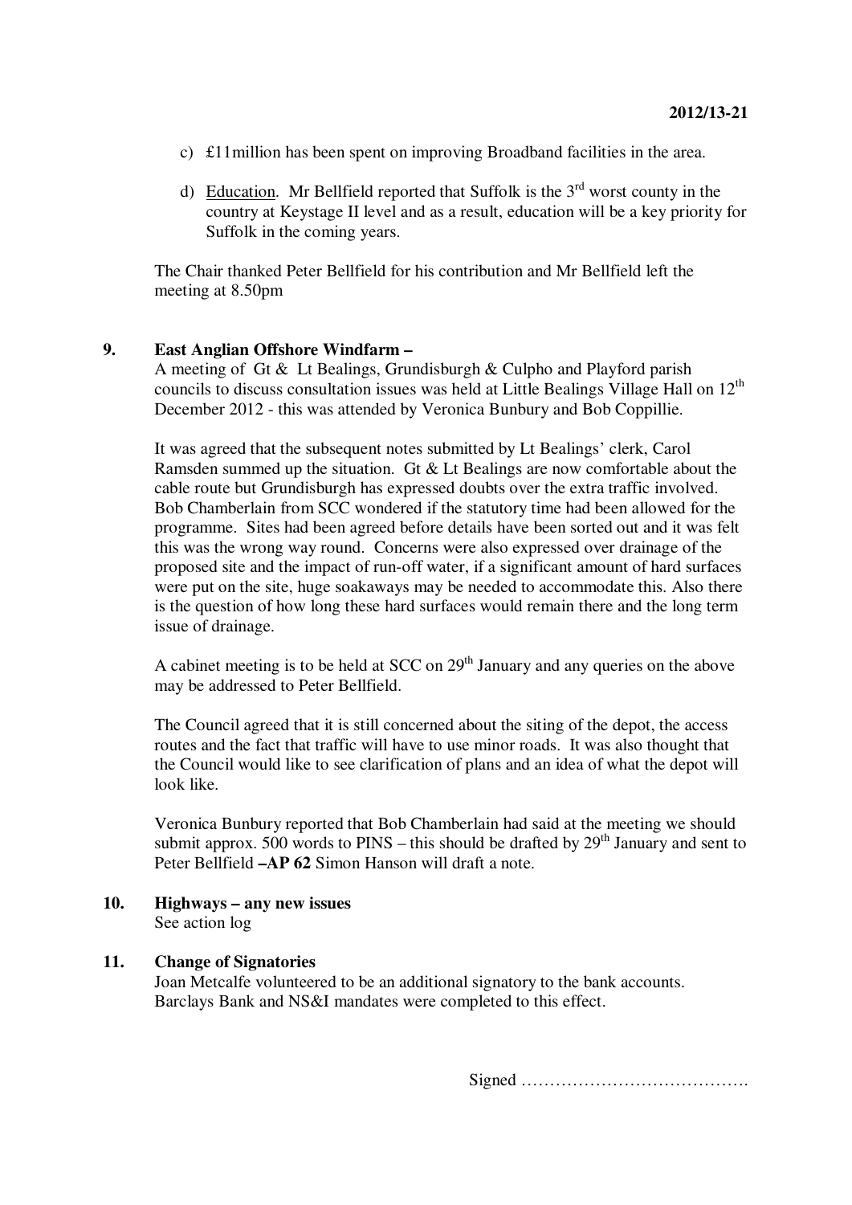c) £11million has been spent on improving Broadband facilities in the area.

d) Education. Mr Bellfield reported that Suffolk is the 3rd worst county in the country at Keystage II level and as a result, education will be a key priority for Suffolk in the coming years.

The Chair thanked Peter Bellfield for his contribution and Mr Bellfield left the meeting at 8.50pm

**9. East Anglian Offshore Windfarm –**

A meeting of Gt & Lt Bealings, Grundisburgh & Culpho and Playford parish councils to discuss consultation issues was held at Little Bealings Village Hall on 12th December 2012 - this was attended by Veronica Bunbury and Bob Coppillie.

It was agreed that the subsequent notes submitted by Lt Bealings' clerk, Carol Ramsden summed up the situation. Gt & Lt Bealings are now comfortable about the cable route but Grundisburgh has expressed doubts over the extra traffic involved. Bob Chamberlain from SCC wondered if the statutory time had been allowed for the programme. Sites had been agreed before details have been sorted out and it was felt this was the wrong way round. Concerns were also expressed over drainage of the proposed site and the impact of run-off water, if a significant amount of hard surfaces were put on the site, huge soakaways may be needed to accommodate this. Also there is the question of how long these hard surfaces would remain there and the long term issue of drainage.

A cabinet meeting is to be held at SCC on 29th January and any queries on the above may be addressed to Peter Bellfield.

The Council agreed that it is still concerned about the siting of the depot, the access routes and the fact that traffic will have to use minor roads. It was also thought that the Council would like to see clarification of plans and an idea of what the depot will look like.

Veronica Bunbury reported that Bob Chamberlain had said at the meeting we should submit approx. 500 words to PINS – this should be drafted by 29th January and sent to Peter Bellfield **–AP 62** Simon Hanson will draft a note.

**10. Highways – any new issues**

See action log

**11. Change of Signatories**

Joan Metcalfe volunteered to be an additional signatory to the bank accounts. Barclays Bank and NS&I mandates were completed to this effect.

Signed ………………………………….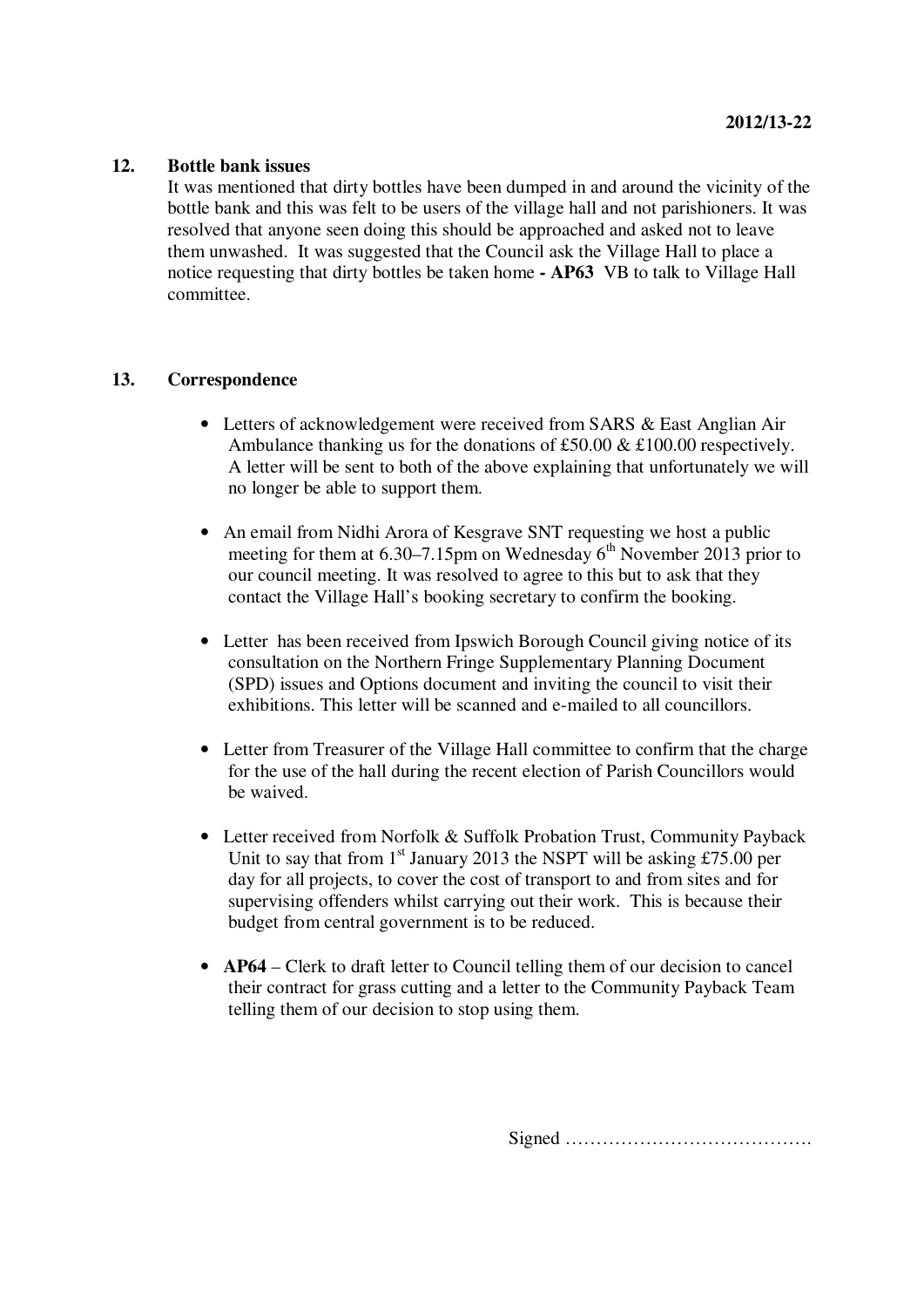## 12. Bottle bank issues

It was mentioned that dirty bottles have been dumped in and around the vicinity of the bottle bank and this was felt to be users of the village hall and not parishioners. It was resolved that anyone seen doing this should be approached and asked not to leave them unwashed. It was suggested that the Council ask the Village Hall to place a notice requesting that dirty bottles be taken home **- AP63** VB to talk to Village Hall committee.

## 13. Correspondence

- Letters of acknowledgement were received from SARS & East Anglian Air Ambulance thanking us for the donations of £50.00 & £100.00 respectively. A letter will be sent to both of the above explaining that unfortunately we will no longer be able to support them.

- An email from Nidhi Arora of Kesgrave SNT requesting we host a public meeting for them at 6.30–7.15pm on Wednesday 6th November 2013 prior to our council meeting. It was resolved to agree to this but to ask that they contact the Village Hall's booking secretary to confirm the booking.

- Letter has been received from Ipswich Borough Council giving notice of its consultation on the Northern Fringe Supplementary Planning Document (SPD) issues and Options document and inviting the council to visit their exhibitions. This letter will be scanned and e-mailed to all councillors.

- Letter from Treasurer of the Village Hall committee to confirm that the charge for the use of the hall during the recent election of Parish Councillors would be waived.

- Letter received from Norfolk & Suffolk Probation Trust, Community Payback Unit to say that from 1st January 2013 the NSPT will be asking £75.00 per day for all projects, to cover the cost of transport to and from sites and for supervising offenders whilst carrying out their work. This is because their budget from central government is to be reduced.

- **AP64** – Clerk to draft letter to Council telling them of our decision to cancel their contract for grass cutting and a letter to the Community Payback Team telling them of our decision to stop using them.

Signed ………………………………….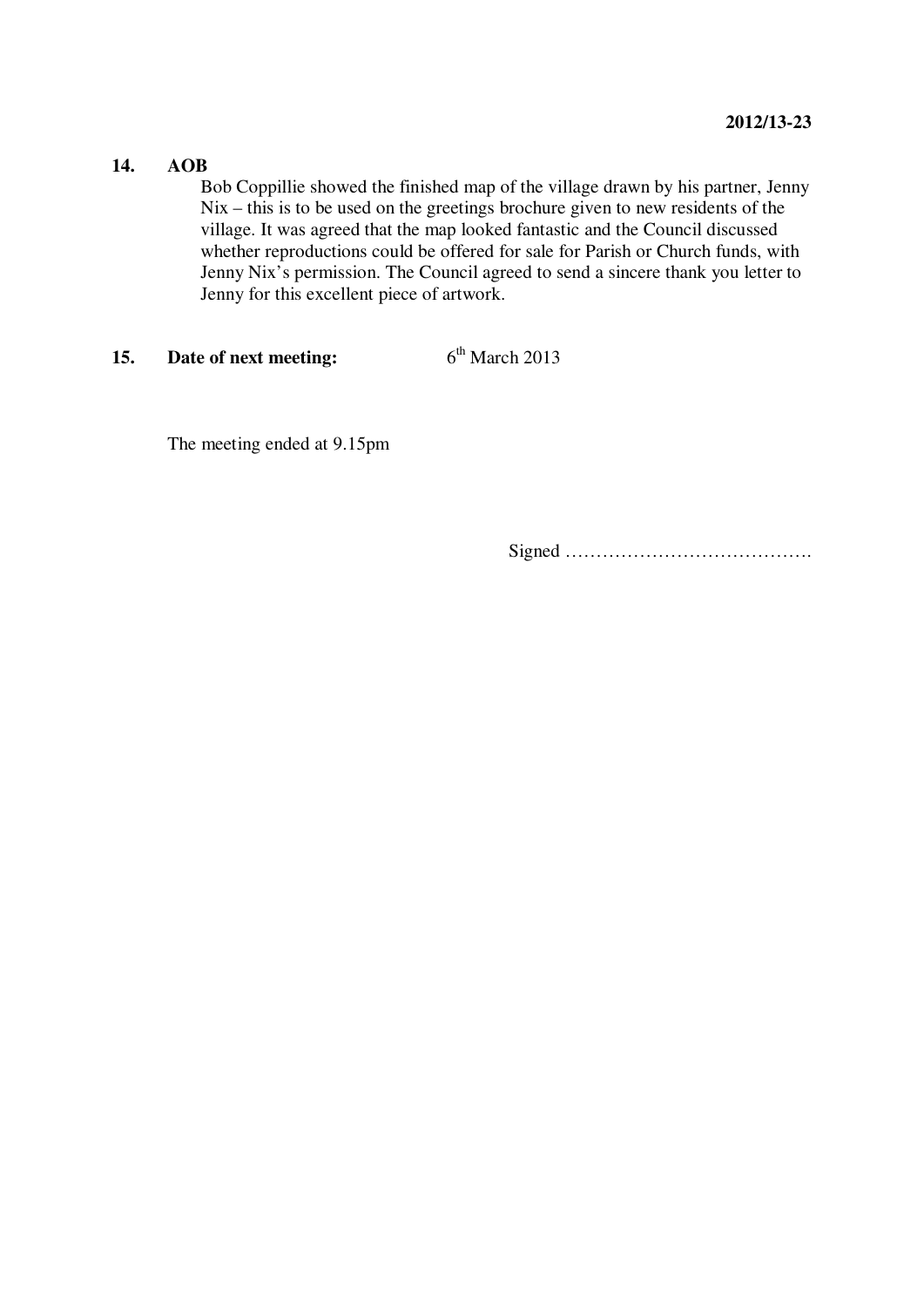**2012/13-23**

**14. AOB**

Bob Coppillie showed the finished map of the village drawn by his partner, Jenny Nix – this is to be used on the greetings brochure given to new residents of the village. It was agreed that the map looked fantastic and the Council discussed whether reproductions could be offered for sale for Parish or Church funds, with Jenny Nix's permission. The Council agreed to send a sincere thank you letter to Jenny for this excellent piece of artwork.

**15. Date of next meeting:** 6th March 2013

The meeting ended at 9.15pm

Signed ………………………………….